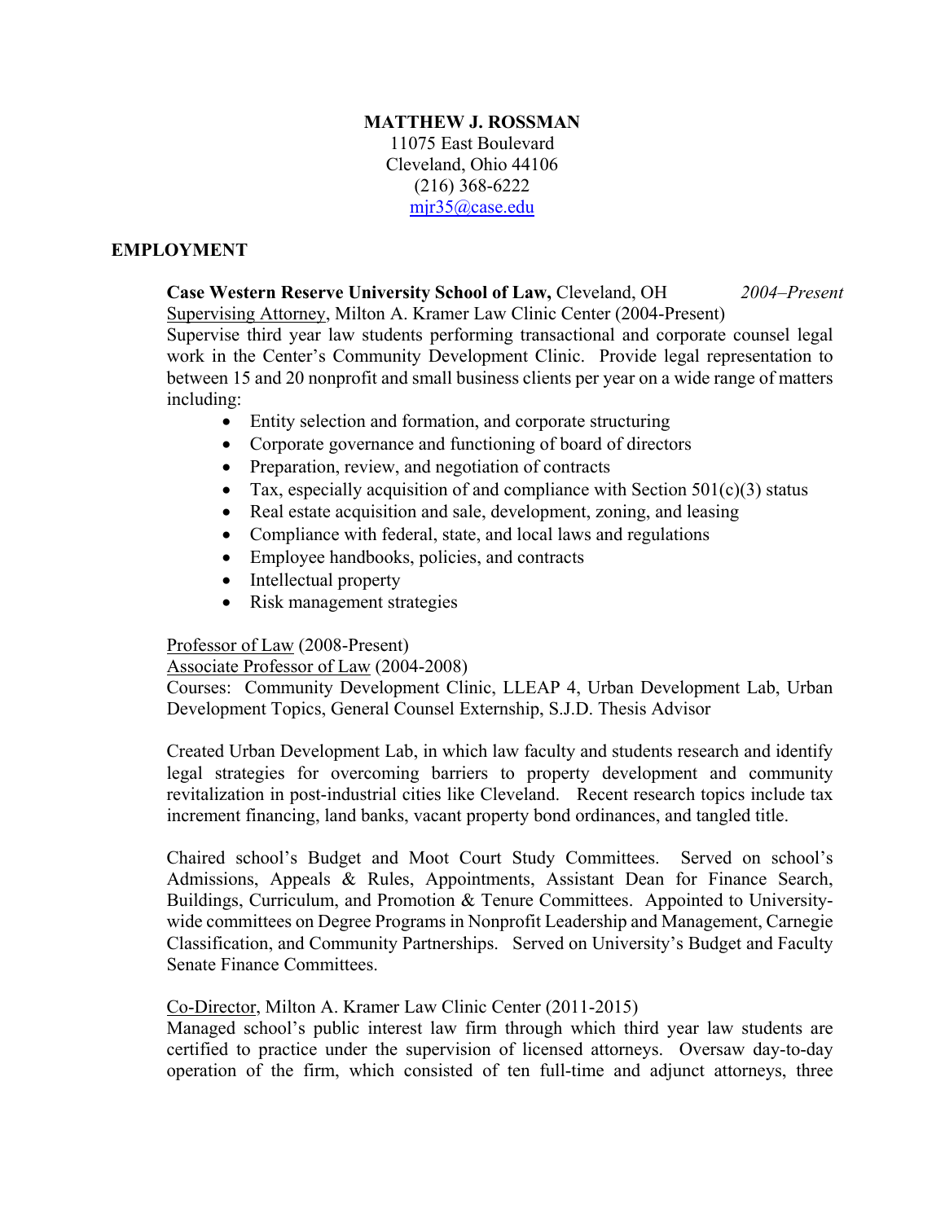**MATTHEW J. ROSSMAN**
11075 East Boulevard
Cleveland, Ohio 44106
(216) 368-6222
mjr35@case.edu

## EMPLOYMENT

**Case Western Reserve University School of Law,** Cleveland, OH *2004–Present*
Supervising Attorney, Milton A. Kramer Law Clinic Center (2004-Present)
Supervise third year law students performing transactional and corporate counsel legal work in the Center's Community Development Clinic. Provide legal representation to between 15 and 20 nonprofit and small business clients per year on a wide range of matters including:

- Entity selection and formation, and corporate structuring
- Corporate governance and functioning of board of directors
- Preparation, review, and negotiation of contracts
- Tax, especially acquisition of and compliance with Section 501(c)(3) status
- Real estate acquisition and sale, development, zoning, and leasing
- Compliance with federal, state, and local laws and regulations
- Employee handbooks, policies, and contracts
- Intellectual property
- Risk management strategies

Professor of Law (2008-Present)
Associate Professor of Law (2004-2008)
Courses: Community Development Clinic, LLEAP 4, Urban Development Lab, Urban Development Topics, General Counsel Externship, S.J.D. Thesis Advisor

Created Urban Development Lab, in which law faculty and students research and identify legal strategies for overcoming barriers to property development and community revitalization in post-industrial cities like Cleveland. Recent research topics include tax increment financing, land banks, vacant property bond ordinances, and tangled title.

Chaired school's Budget and Moot Court Study Committees. Served on school's Admissions, Appeals & Rules, Appointments, Assistant Dean for Finance Search, Buildings, Curriculum, and Promotion & Tenure Committees. Appointed to University-wide committees on Degree Programs in Nonprofit Leadership and Management, Carnegie Classification, and Community Partnerships. Served on University's Budget and Faculty Senate Finance Committees.

Co-Director, Milton A. Kramer Law Clinic Center (2011-2015)
Managed school's public interest law firm through which third year law students are certified to practice under the supervision of licensed attorneys. Oversaw day-to-day operation of the firm, which consisted of ten full-time and adjunct attorneys, three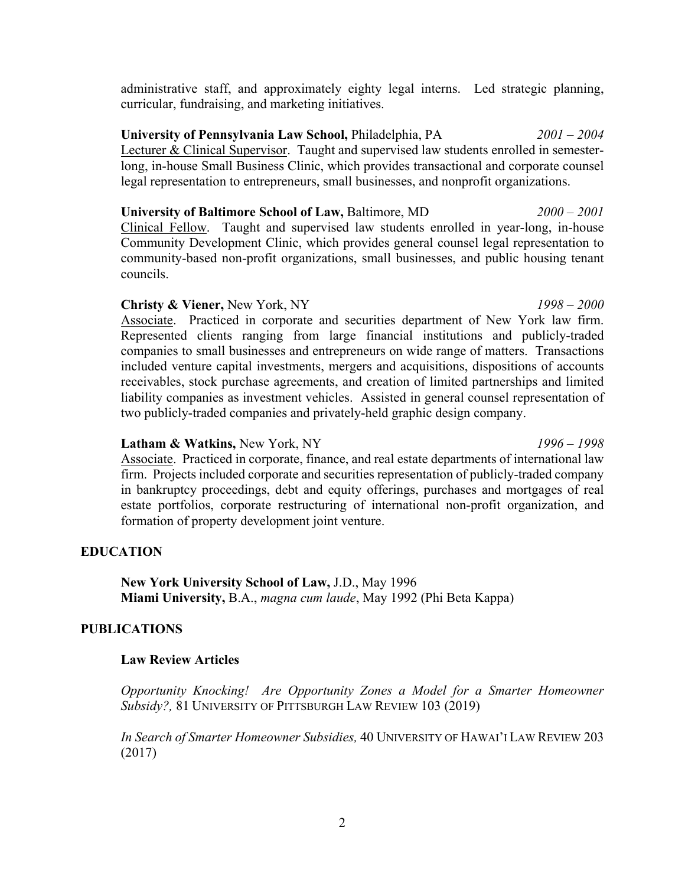administrative staff, and approximately eighty legal interns. Led strategic planning, curricular, fundraising, and marketing initiatives.

**University of Pennsylvania Law School,** Philadelphia, PA *2001 – 2004*
Lecturer & Clinical Supervisor. Taught and supervised law students enrolled in semester-long, in-house Small Business Clinic, which provides transactional and corporate counsel legal representation to entrepreneurs, small businesses, and nonprofit organizations.

**University of Baltimore School of Law,** Baltimore, MD *2000 – 2001*
Clinical Fellow. Taught and supervised law students enrolled in year-long, in-house Community Development Clinic, which provides general counsel legal representation to community-based non-profit organizations, small businesses, and public housing tenant councils.

**Christy & Viener,** New York, NY *1998 – 2000*
Associate. Practiced in corporate and securities department of New York law firm. Represented clients ranging from large financial institutions and publicly-traded companies to small businesses and entrepreneurs on wide range of matters. Transactions included venture capital investments, mergers and acquisitions, dispositions of accounts receivables, stock purchase agreements, and creation of limited partnerships and limited liability companies as investment vehicles. Assisted in general counsel representation of two publicly-traded companies and privately-held graphic design company.

**Latham & Watkins,** New York, NY *1996 – 1998*
Associate. Practiced in corporate, finance, and real estate departments of international law firm. Projects included corporate and securities representation of publicly-traded company in bankruptcy proceedings, debt and equity offerings, purchases and mortgages of real estate portfolios, corporate restructuring of international non-profit organization, and formation of property development joint venture.

## EDUCATION

**New York University School of Law,** J.D., May 1996
**Miami University,** B.A., *magna cum laude*, May 1992 (Phi Beta Kappa)

## PUBLICATIONS

### Law Review Articles

*Opportunity Knocking! Are Opportunity Zones a Model for a Smarter Homeowner Subsidy?,* 81 UNIVERSITY OF PITTSBURGH LAW REVIEW 103 (2019)

*In Search of Smarter Homeowner Subsidies,* 40 UNIVERSITY OF HAWAI'I LAW REVIEW 203 (2017)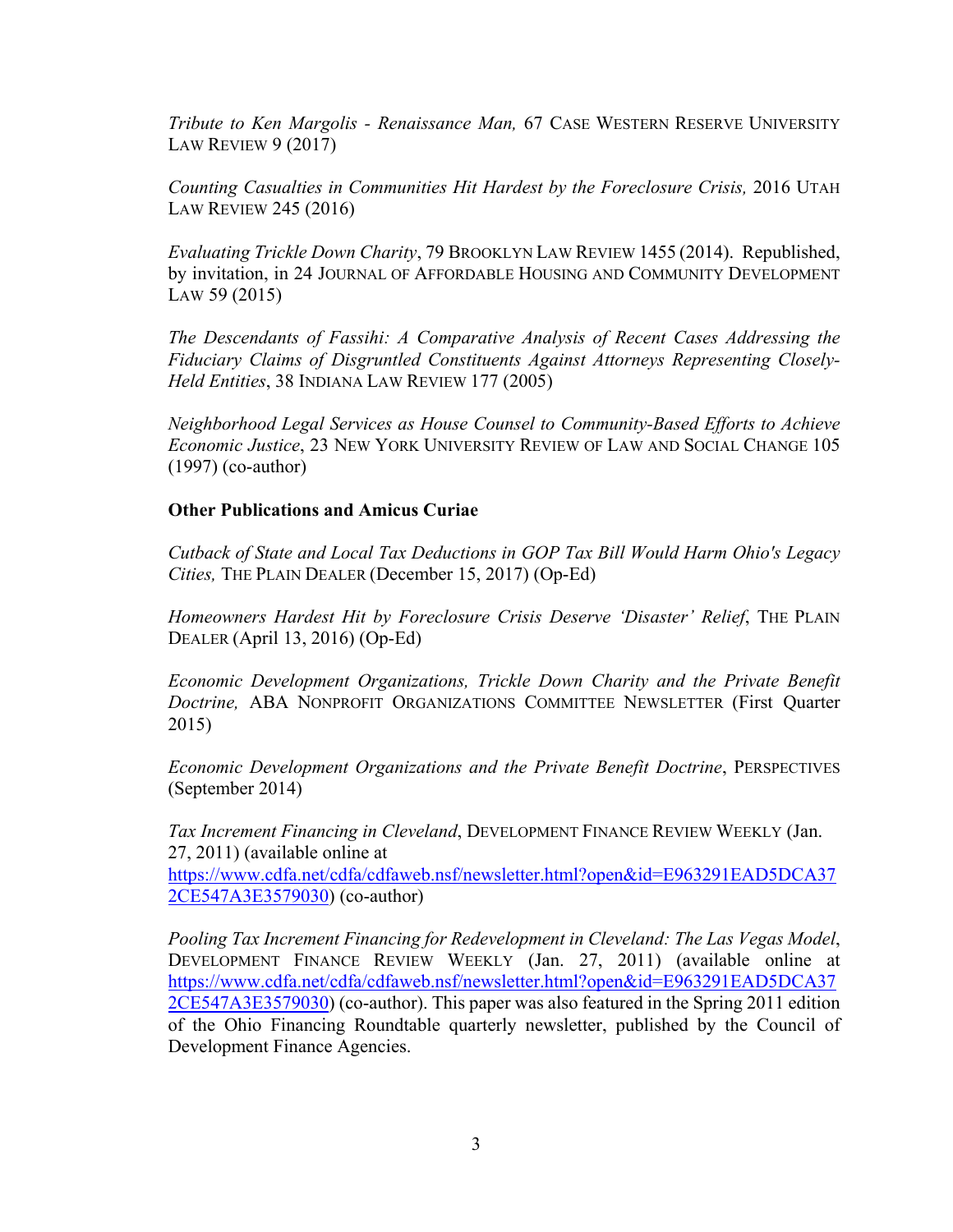*Tribute to Ken Margolis - Renaissance Man,* 67 CASE WESTERN RESERVE UNIVERSITY LAW REVIEW 9 (2017)

*Counting Casualties in Communities Hit Hardest by the Foreclosure Crisis,* 2016 UTAH LAW REVIEW 245 (2016)

*Evaluating Trickle Down Charity*, 79 BROOKLYN LAW REVIEW 1455 (2014). Republished, by invitation, in 24 JOURNAL OF AFFORDABLE HOUSING AND COMMUNITY DEVELOPMENT LAW 59 (2015)

*The Descendants of Fassihi: A Comparative Analysis of Recent Cases Addressing the Fiduciary Claims of Disgruntled Constituents Against Attorneys Representing Closely-Held Entities*, 38 INDIANA LAW REVIEW 177 (2005)

*Neighborhood Legal Services as House Counsel to Community-Based Efforts to Achieve Economic Justice*, 23 NEW YORK UNIVERSITY REVIEW OF LAW AND SOCIAL CHANGE 105 (1997) (co-author)

**Other Publications and Amicus Curiae**

*Cutback of State and Local Tax Deductions in GOP Tax Bill Would Harm Ohio's Legacy Cities,* THE PLAIN DEALER (December 15, 2017) (Op-Ed)

*Homeowners Hardest Hit by Foreclosure Crisis Deserve 'Disaster' Relief*, THE PLAIN DEALER (April 13, 2016) (Op-Ed)

*Economic Development Organizations, Trickle Down Charity and the Private Benefit Doctrine,* ABA NONPROFIT ORGANIZATIONS COMMITTEE NEWSLETTER (First Quarter 2015)

*Economic Development Organizations and the Private Benefit Doctrine*, PERSPECTIVES (September 2014)

*Tax Increment Financing in Cleveland*, DEVELOPMENT FINANCE REVIEW WEEKLY (Jan. 27, 2011) (available online at https://www.cdfa.net/cdfa/cdfaweb.nsf/newsletter.html?open&id=E963291EAD5DCA372CE547A3E3579030) (co-author)

*Pooling Tax Increment Financing for Redevelopment in Cleveland: The Las Vegas Model*, DEVELOPMENT FINANCE REVIEW WEEKLY (Jan. 27, 2011) (available online at https://www.cdfa.net/cdfa/cdfaweb.nsf/newsletter.html?open&id=E963291EAD5DCA372CE547A3E3579030) (co-author). This paper was also featured in the Spring 2011 edition of the Ohio Financing Roundtable quarterly newsletter, published by the Council of Development Finance Agencies.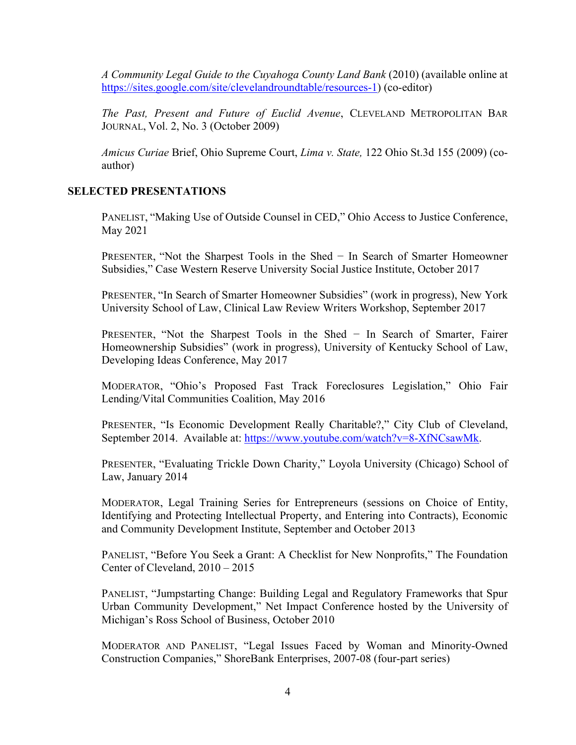*A Community Legal Guide to the Cuyahoga County Land Bank* (2010) (available online at https://sites.google.com/site/clevelandroundtable/resources-1) (co-editor)

*The Past, Present and Future of Euclid Avenue*, CLEVELAND METROPOLITAN BAR JOURNAL, Vol. 2, No. 3 (October 2009)

*Amicus Curiae* Brief, Ohio Supreme Court, *Lima v. State,* 122 Ohio St.3d 155 (2009) (co-author)

## SELECTED PRESENTATIONS

PANELIST, "Making Use of Outside Counsel in CED," Ohio Access to Justice Conference, May 2021

PRESENTER, "Not the Sharpest Tools in the Shed − In Search of Smarter Homeowner Subsidies," Case Western Reserve University Social Justice Institute, October 2017

PRESENTER, "In Search of Smarter Homeowner Subsidies" (work in progress), New York University School of Law, Clinical Law Review Writers Workshop, September 2017

PRESENTER, "Not the Sharpest Tools in the Shed − In Search of Smarter, Fairer Homeownership Subsidies" (work in progress), University of Kentucky School of Law, Developing Ideas Conference, May 2017

MODERATOR, "Ohio's Proposed Fast Track Foreclosures Legislation," Ohio Fair Lending/Vital Communities Coalition, May 2016

PRESENTER, "Is Economic Development Really Charitable?," City Club of Cleveland, September 2014. Available at: https://www.youtube.com/watch?v=8-XfNCsawMk.

PRESENTER, "Evaluating Trickle Down Charity," Loyola University (Chicago) School of Law, January 2014

MODERATOR, Legal Training Series for Entrepreneurs (sessions on Choice of Entity, Identifying and Protecting Intellectual Property, and Entering into Contracts), Economic and Community Development Institute, September and October 2013

PANELIST, "Before You Seek a Grant: A Checklist for New Nonprofits," The Foundation Center of Cleveland, 2010 – 2015

PANELIST, "Jumpstarting Change: Building Legal and Regulatory Frameworks that Spur Urban Community Development," Net Impact Conference hosted by the University of Michigan's Ross School of Business, October 2010

MODERATOR AND PANELIST, "Legal Issues Faced by Woman and Minority-Owned Construction Companies," ShoreBank Enterprises, 2007-08 (four-part series)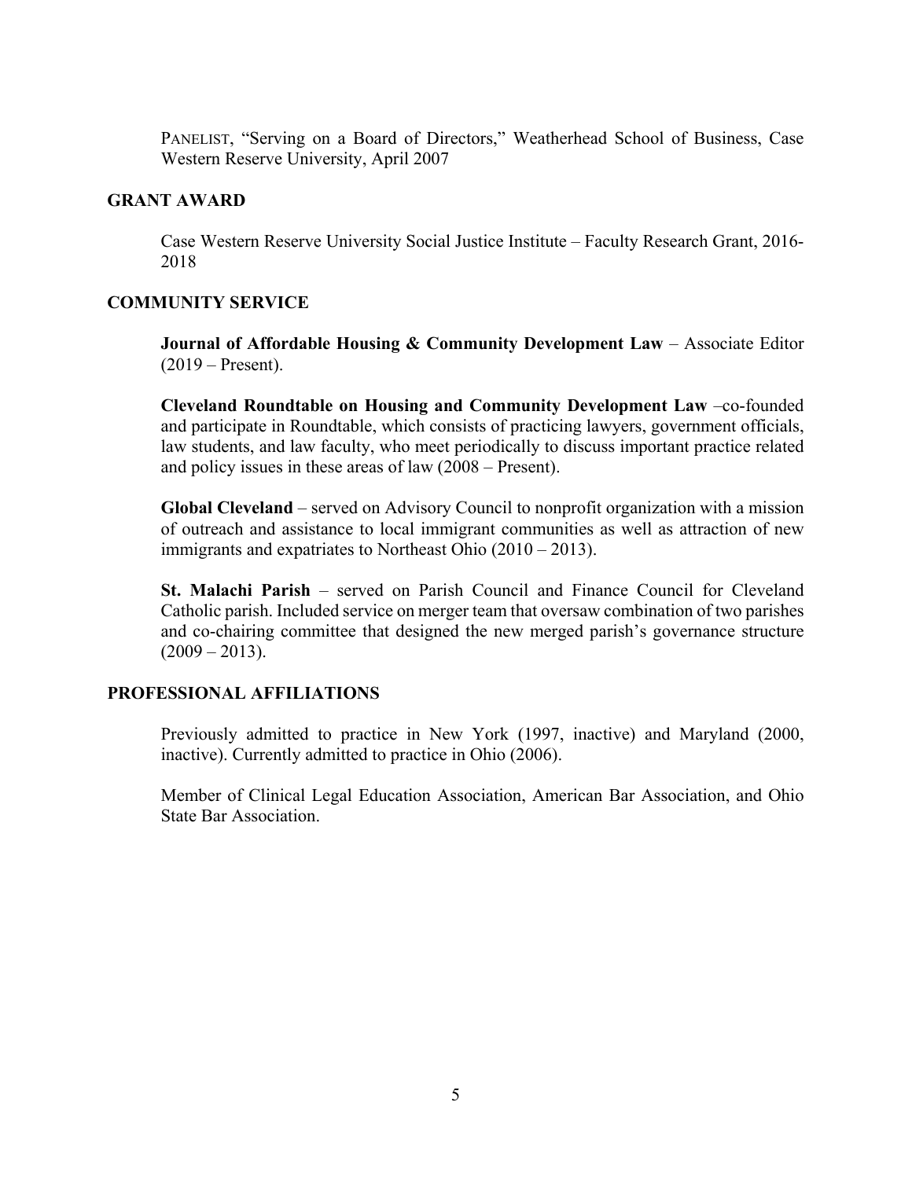PANELIST, "Serving on a Board of Directors," Weatherhead School of Business, Case Western Reserve University, April 2007

## GRANT AWARD

Case Western Reserve University Social Justice Institute – Faculty Research Grant, 2016-2018

## COMMUNITY SERVICE

**Journal of Affordable Housing & Community Development Law** – Associate Editor (2019 – Present).

**Cleveland Roundtable on Housing and Community Development Law** –co-founded and participate in Roundtable, which consists of practicing lawyers, government officials, law students, and law faculty, who meet periodically to discuss important practice related and policy issues in these areas of law (2008 – Present).

**Global Cleveland** – served on Advisory Council to nonprofit organization with a mission of outreach and assistance to local immigrant communities as well as attraction of new immigrants and expatriates to Northeast Ohio (2010 – 2013).

**St. Malachi Parish** – served on Parish Council and Finance Council for Cleveland Catholic parish. Included service on merger team that oversaw combination of two parishes and co-chairing committee that designed the new merged parish's governance structure (2009 – 2013).

## PROFESSIONAL AFFILIATIONS

Previously admitted to practice in New York (1997, inactive) and Maryland (2000, inactive). Currently admitted to practice in Ohio (2006).

Member of Clinical Legal Education Association, American Bar Association, and Ohio State Bar Association.